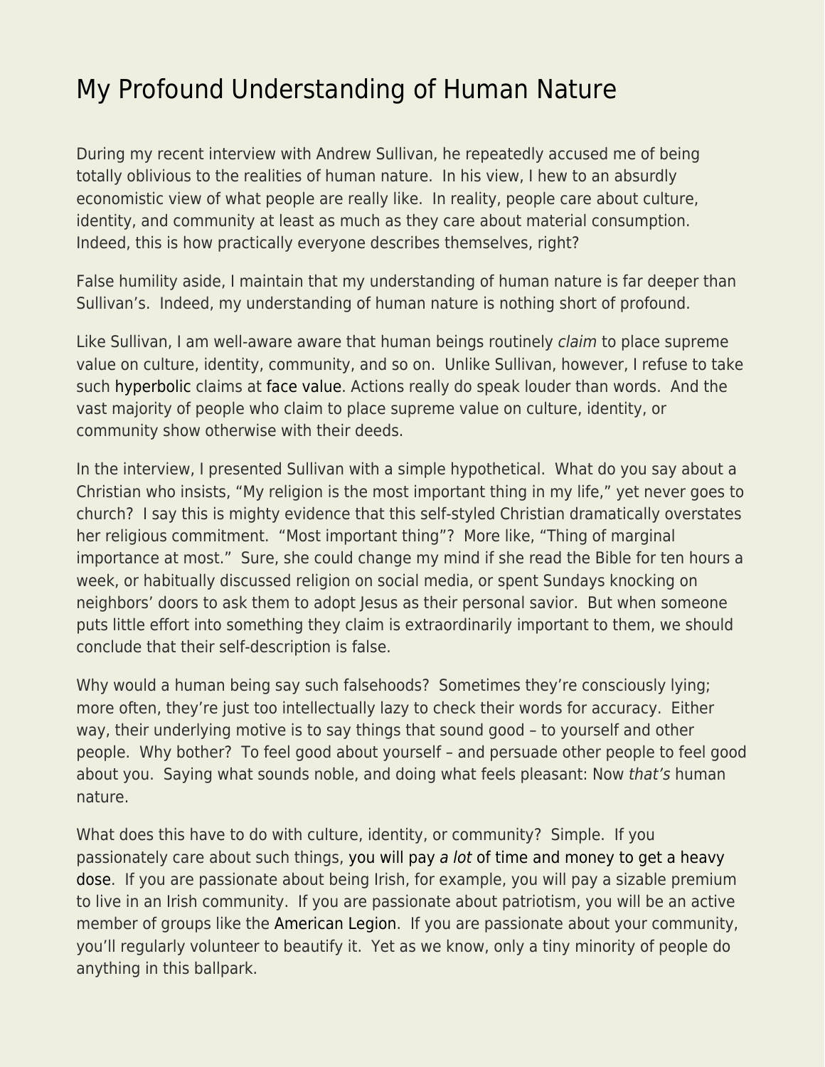# My Profound Understanding of Human Nature

During my recent interview with Andrew Sullivan, he repeatedly accused me of being totally oblivious to the realities of human nature. In his view, I hew to an absurdly economistic view of what people are really like. In reality, people care about culture, identity, and community at least as much as they care about material consumption. Indeed, this is how practically everyone describes themselves, right?

False humility aside, I maintain that my understanding of human nature is far deeper than Sullivan's. Indeed, my understanding of human nature is nothing short of profound.

Like Sullivan, I am well-aware aware that human beings routinely *claim* to place supreme value on culture, identity, community, and so on. Unlike Sullivan, however, I refuse to take such hyperbolic claims at face value. Actions really do speak louder than words. And the vast majority of people who claim to place supreme value on culture, identity, or community show otherwise with their deeds.

In the interview, I presented Sullivan with a simple hypothetical. What do you say about a Christian who insists, "My religion is the most important thing in my life," yet never goes to church? I say this is mighty evidence that this self-styled Christian dramatically overstates her religious commitment. "Most important thing"? More like, "Thing of marginal importance at most." Sure, she could change my mind if she read the Bible for ten hours a week, or habitually discussed religion on social media, or spent Sundays knocking on neighbors' doors to ask them to adopt Jesus as their personal savior. But when someone puts little effort into something they claim is extraordinarily important to them, we should conclude that their self-description is false.

Why would a human being say such falsehoods? Sometimes they're consciously lying; more often, they're just too intellectually lazy to check their words for accuracy. Either way, their underlying motive is to say things that sound good – to yourself and other people. Why bother? To feel good about yourself – and persuade other people to feel good about you. Saying what sounds noble, and doing what feels pleasant: Now *that's* human nature.

What does this have to do with culture, identity, or community? Simple. If you passionately care about such things, you will pay *a lot* of time and money to get a heavy dose. If you are passionate about being Irish, for example, you will pay a sizable premium to live in an Irish community. If you are passionate about patriotism, you will be an active member of groups like the American Legion. If you are passionate about your community, you'll regularly volunteer to beautify it. Yet as we know, only a tiny minority of people do anything in this ballpark.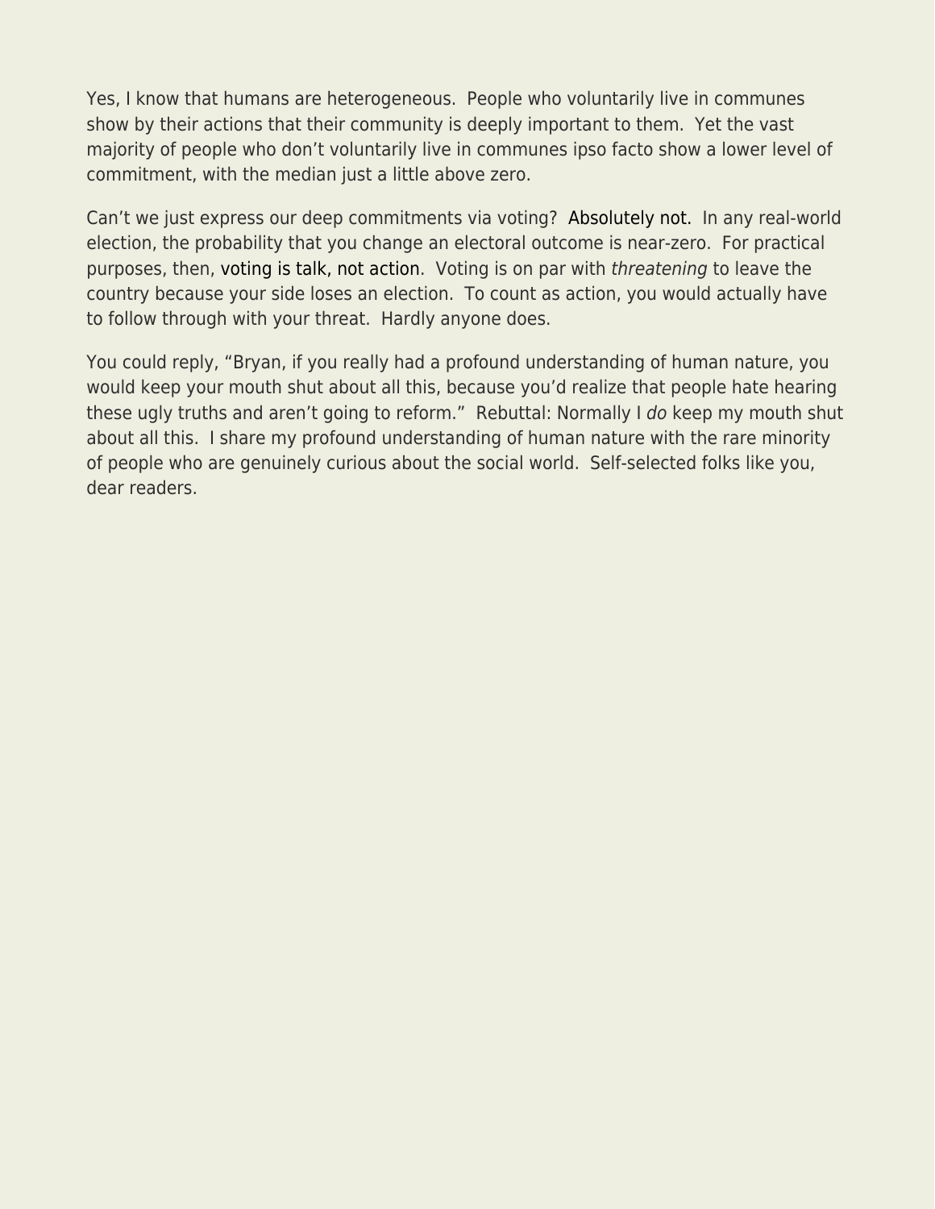Yes, I know that humans are heterogeneous. People who voluntarily live in communes show by their actions that their community is deeply important to them. Yet the vast majority of people who don't voluntarily live in communes ipso facto show a lower level of commitment, with the median just a little above zero.

Can't we just express our deep commitments via voting? Absolutely not. In any real-world election, the probability that you change an electoral outcome is near-zero. For practical purposes, then, voting is talk, not action. Voting is on par with *threatening* to leave the country because your side loses an election. To count as action, you would actually have to follow through with your threat. Hardly anyone does.

You could reply, "Bryan, if you really had a profound understanding of human nature, you would keep your mouth shut about all this, because you'd realize that people hate hearing these ugly truths and aren't going to reform." Rebuttal: Normally I *do* keep my mouth shut about all this. I share my profound understanding of human nature with the rare minority of people who are genuinely curious about the social world. Self-selected folks like you, dear readers.